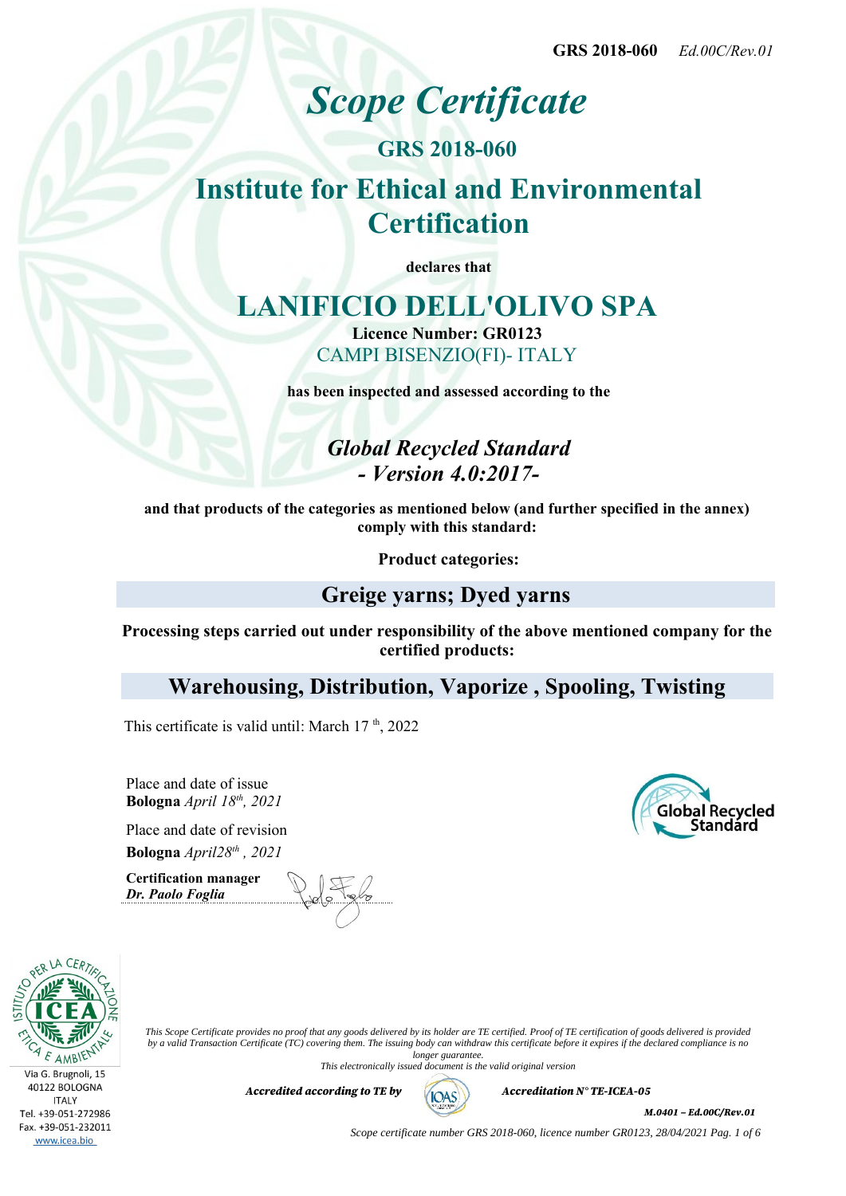GRS 2018-060 *Ed.00C/Rev.01*

# *Scope Certificate*

## GRS 2018-060

## Institute for Ethical and Environmental Certification

**declares that**

# LANIFICIO DELL'OLIVO SPA

**Licence Number: GR0123**

CAMPI BISENZIO(FI)- ITALY

**has been inspected and assessed according to the**

## *Global Recycled Standard - Version 4.0:2017-*

**and that products of the categories as mentioned below (and further specified in the annex) comply with this standard:**

**Product categories:**

## Greige yarns; Dyed yarns

**Processing steps carried out under responsibility of the above mentioned company for the certified products:**

## Warehousing, Distribution, Vaporize , Spooling, Twisting

This certificate is valid until: March 17 th, 2022

Place and date of issue
**Bologna** *April 18th, 2021*

Place and date of revision
**Bologna** *April28th , 2021*

**Certification manager**
***Dr. Paolo Foglia***

Global Recycled Standard

Via G. Brugnoli, 15
40122 BOLOGNA
ITALY
Tel. +39-051-272986
Fax. +39-051-232011
www.icea.bio

*This Scope Certificate provides no proof that any goods delivered by its holder are TE certified. Proof of TE certification of goods delivered is provided by a valid Transaction Certificate (TC) covering them. The issuing body can withdraw this certificate before it expires if the declared compliance is no longer guarantee.*
*This electronically issued document is the valid original version*

***Accredited according to TE by*** IOAS ***Accreditation N° TE-ICEA-05***

***M.0401 – Ed.00C/Rev.01***

*Scope certificate number GRS 2018-060, licence number GR0123, 28/04/2021*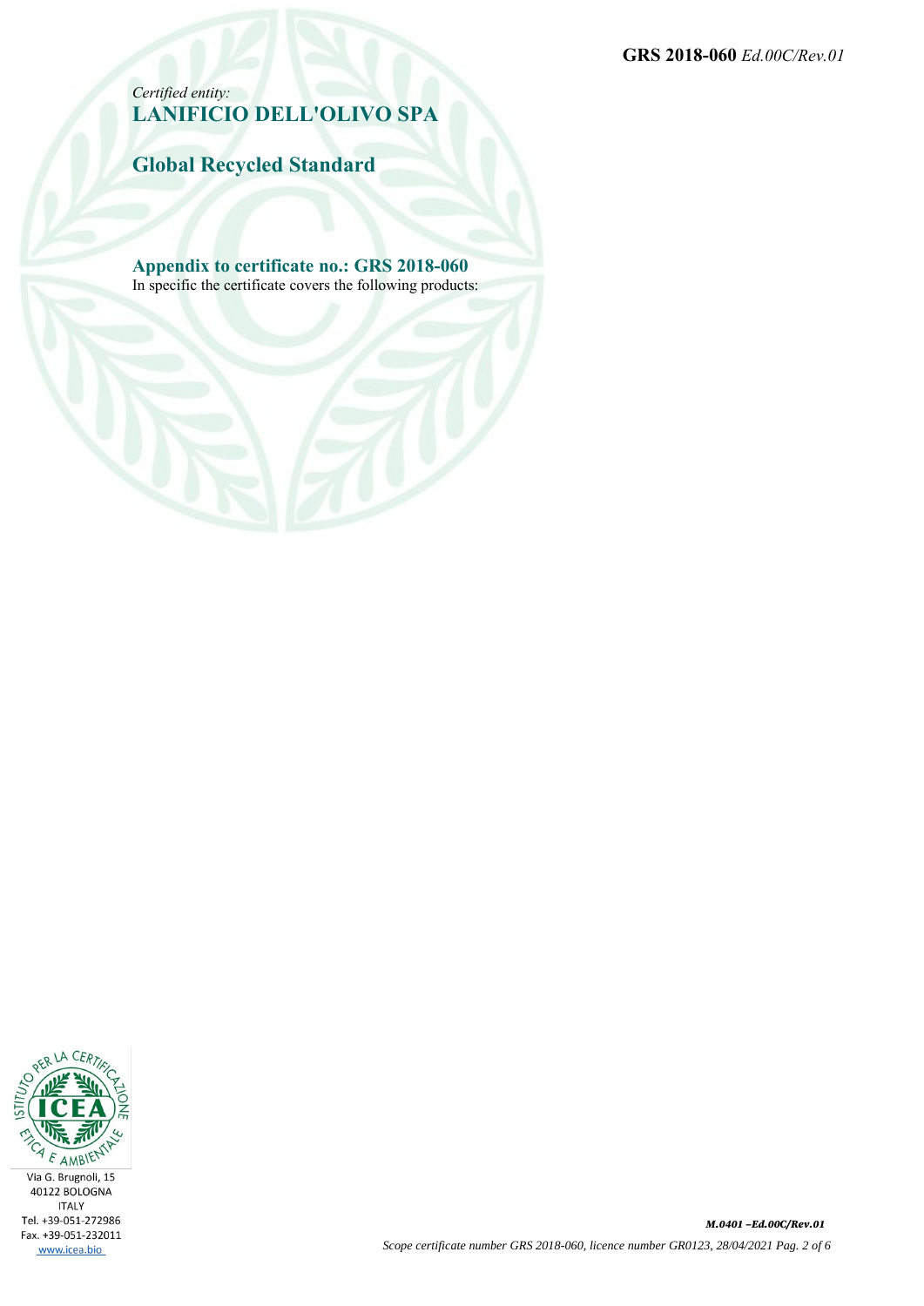*Certified entity:*
## LANIFICIO DELL'OLIVO SPA

## Global Recycled Standard

### Appendix to certificate no.: GRS 2018-060

In specific the certificate covers the following products: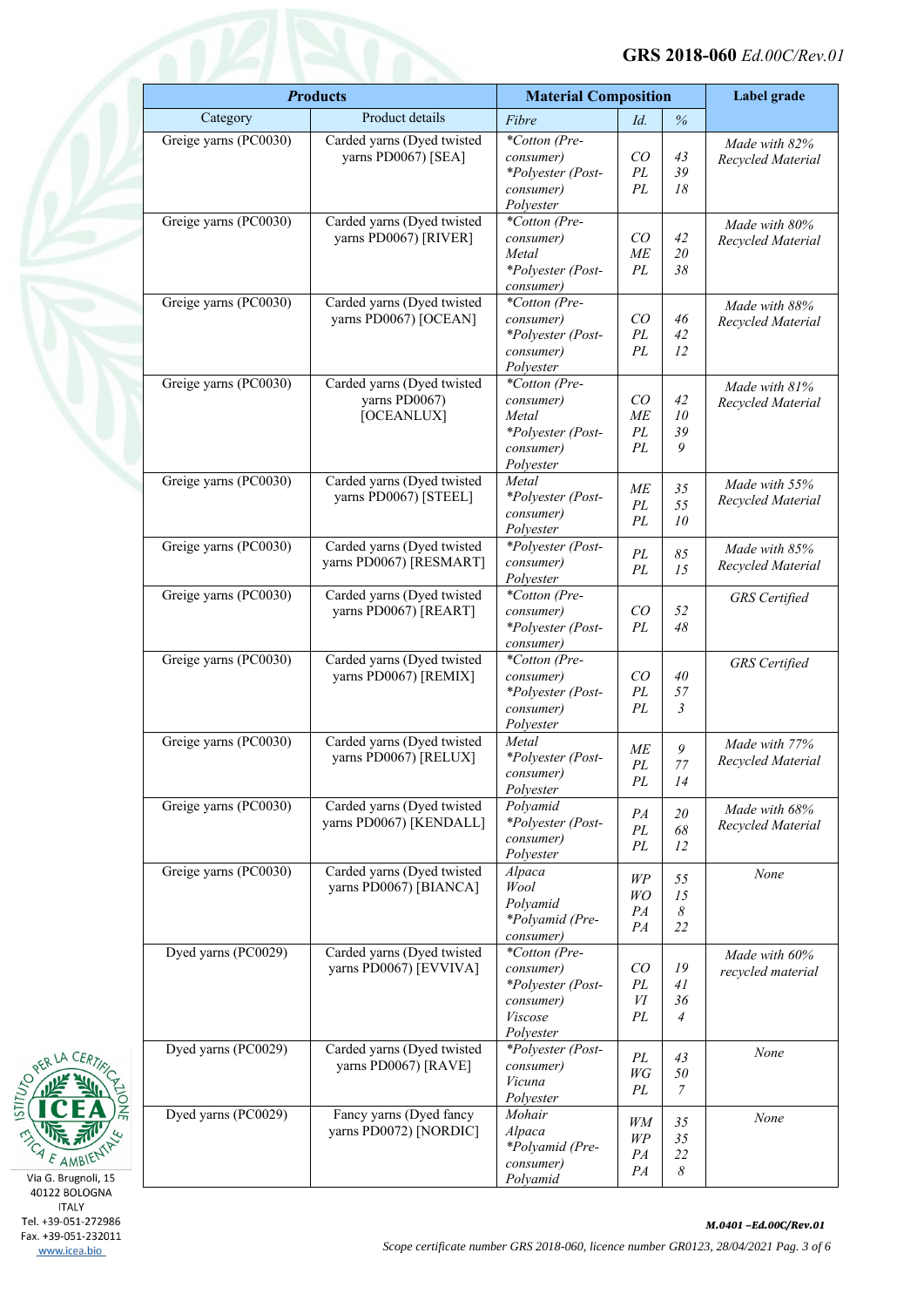| *Products* | | Material Composition | | | Label grade |
|---|---|---|---|---|---|
| Category | Product details | *Fibre* | *Id.* | *%* | |
| Greige yarns (PC0030) | Carded yarns (Dyed twisted yarns PD0067) [SEA] | *\*Cotton (Pre-consumer)*<br>*\*Polyester (Post-consumer)*<br>*Polyester* | *CO*<br>*PL*<br>*PL* | *43*<br>*39*<br>*18* | *Made with 82% Recycled Material* |
| Greige yarns (PC0030) | Carded yarns (Dyed twisted yarns PD0067) [RIVER] | *\*Cotton (Pre-consumer)*<br>*Metal*<br>*\*Polyester (Post-consumer)* | *CO*<br>*ME*<br>*PL* | *42*<br>*20*<br>*38* | *Made with 80% Recycled Material* |
| Greige yarns (PC0030) | Carded yarns (Dyed twisted yarns PD0067) [OCEAN] | *\*Cotton (Pre-consumer)*<br>*\*Polyester (Post-consumer)*<br>*Polyester* | *CO*<br>*PL*<br>*PL* | *46*<br>*42*<br>*12* | *Made with 88% Recycled Material* |
| Greige yarns (PC0030) | Carded yarns (Dyed twisted yarns PD0067) [OCEANLUX] | *\*Cotton (Pre-consumer)*<br>*Metal*<br>*\*Polyester (Post-consumer)*<br>*Polyester* | *CO*<br>*ME*<br>*PL*<br>*PL* | *42*<br>*10*<br>*39*<br>*9* | *Made with 81% Recycled Material* |
| Greige yarns (PC0030) | Carded yarns (Dyed twisted yarns PD0067) [STEEL] | *Metal*<br>*\*Polyester (Post-consumer)*<br>*Polyester* | *ME*<br>*PL*<br>*PL* | *35*<br>*55*<br>*10* | *Made with 55% Recycled Material* |
| Greige yarns (PC0030) | Carded yarns (Dyed twisted yarns PD0067) [RESMART] | *\*Polyester (Post-consumer)*<br>*Polyester* | *PL*<br>*PL* | *85*<br>*15* | *Made with 85% Recycled Material* |
| Greige yarns (PC0030) | Carded yarns (Dyed twisted yarns PD0067) [REART] | *\*Cotton (Pre-consumer)*<br>*\*Polyester (Post-consumer)* | *CO*<br>*PL* | *52*<br>*48* | *GRS Certified* |
| Greige yarns (PC0030) | Carded yarns (Dyed twisted yarns PD0067) [REMIX] | *\*Cotton (Pre-consumer)*<br>*\*Polyester (Post-consumer)*<br>*Polyester* | *CO*<br>*PL*<br>*PL* | *40*<br>*57*<br>*3* | *GRS Certified* |
| Greige yarns (PC0030) | Carded yarns (Dyed twisted yarns PD0067) [RELUX] | *Metal*<br>*\*Polyester (Post-consumer)*<br>*Polyester* | *ME*<br>*PL*<br>*PL* | *9*<br>*77*<br>*14* | *Made with 77% Recycled Material* |
| Greige yarns (PC0030) | Carded yarns (Dyed twisted yarns PD0067) [KENDALL] | *Polyamid*<br>*\*Polyester (Post-consumer)*<br>*Polyester* | *PA*<br>*PL*<br>*PL* | *20*<br>*68*<br>*12* | *Made with 68% Recycled Material* |
| Greige yarns (PC0030) | Carded yarns (Dyed twisted yarns PD0067) [BIANCA] | *Alpaca*<br>*Wool*<br>*Polyamid*<br>*\*Polyamid (Pre-consumer)* | *WP*<br>*WO*<br>*PA*<br>*PA* | *55*<br>*15*<br>*8*<br>*22* | *None* |
| Dyed yarns (PC0029) | Carded yarns (Dyed twisted yarns PD0067) [EVVIVA] | *\*Cotton (Pre-consumer)*<br>*\*Polyester (Post-consumer)*<br>*Viscose*<br>*Polyester* | *CO*<br>*PL*<br>*VI*<br>*PL* | *19*<br>*41*<br>*36*<br>*4* | *Made with 60% recycled material* |
| Dyed yarns (PC0029) | Carded yarns (Dyed twisted yarns PD0067) [RAVE] | *\*Polyester (Post-consumer)*<br>*Vicuna*<br>*Polyester* | *PL*<br>*WG*<br>*PL* | *43*<br>*50*<br>*7* | *None* |
| Dyed yarns (PC0029) | Fancy yarns (Dyed fancy yarns PD0072) [NORDIC] | *Mohair*<br>*Alpaca*<br>*\*Polyamid (Pre-consumer)*<br>*Polyamid* | *WM*<br>*WP*<br>*PA*<br>*PA* | *35*<br>*35*<br>*22*<br>*8* | *None* |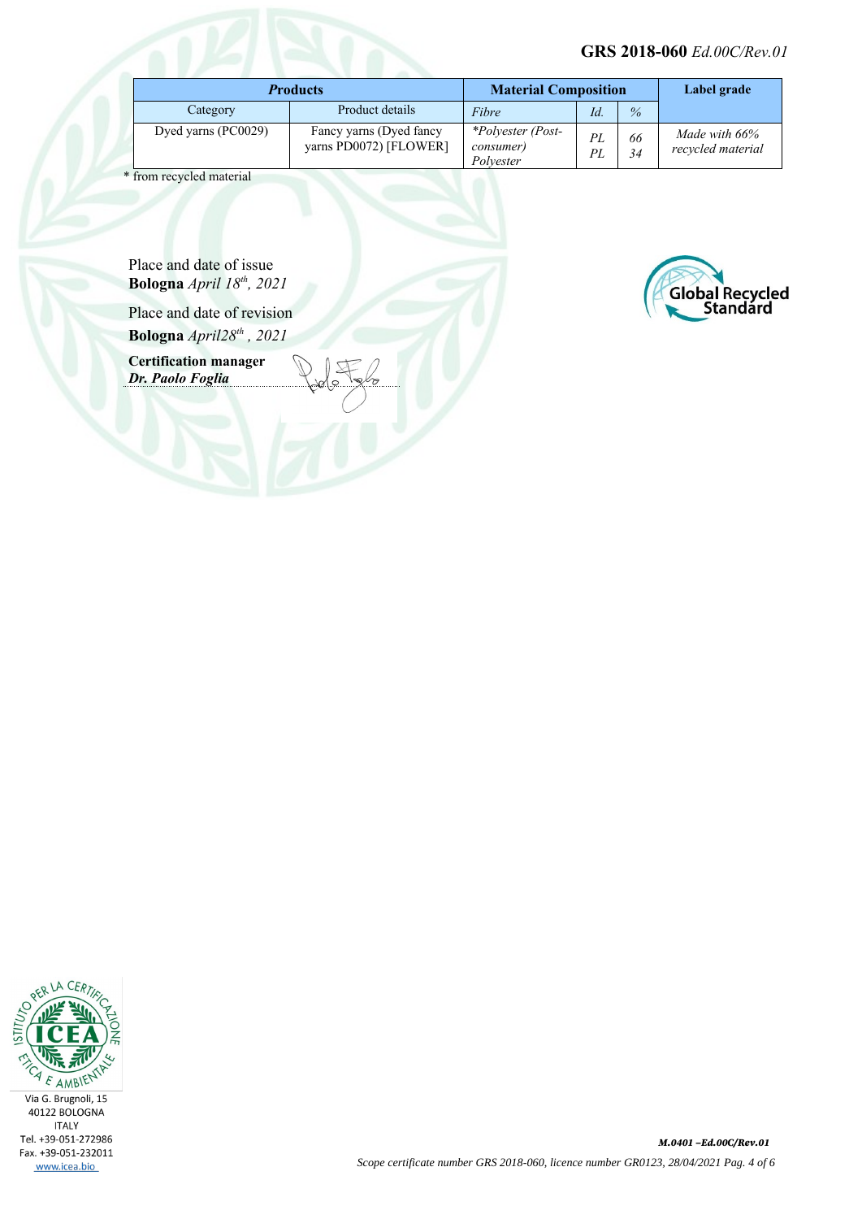| *Products* | | Material Composition | | | Label grade |
|---|---|---|---|---|---|
| Category | Product details | *Fibre* | *Id.* | *%* | |
| Dyed yarns (PC0029) | Fancy yarns (Dyed fancy yarns PD0072) [FLOWER] | *\*Polyester (Post-consumer)* <br> *Polyester* | *PL* <br> *PL* | *66* <br> *34* | *Made with 66% recycled material* |

\* from recycled material

Place and date of issue
**Bologna** *April 18th, 2021*

Place and date of revision
**Bologna** *April28th , 2021*

**Certification manager**
***Dr. Paolo Foglia***

Via G. Brugnoli, 15
40122 BOLOGNA
ITALY
Tel. +39-051-272986
Fax. +39-051-232011
www.icea.bio

*M.0401 –Ed.00C/Rev.01*

*Scope certificate number GRS 2018-060, licence number GR0123, 28/04/2021*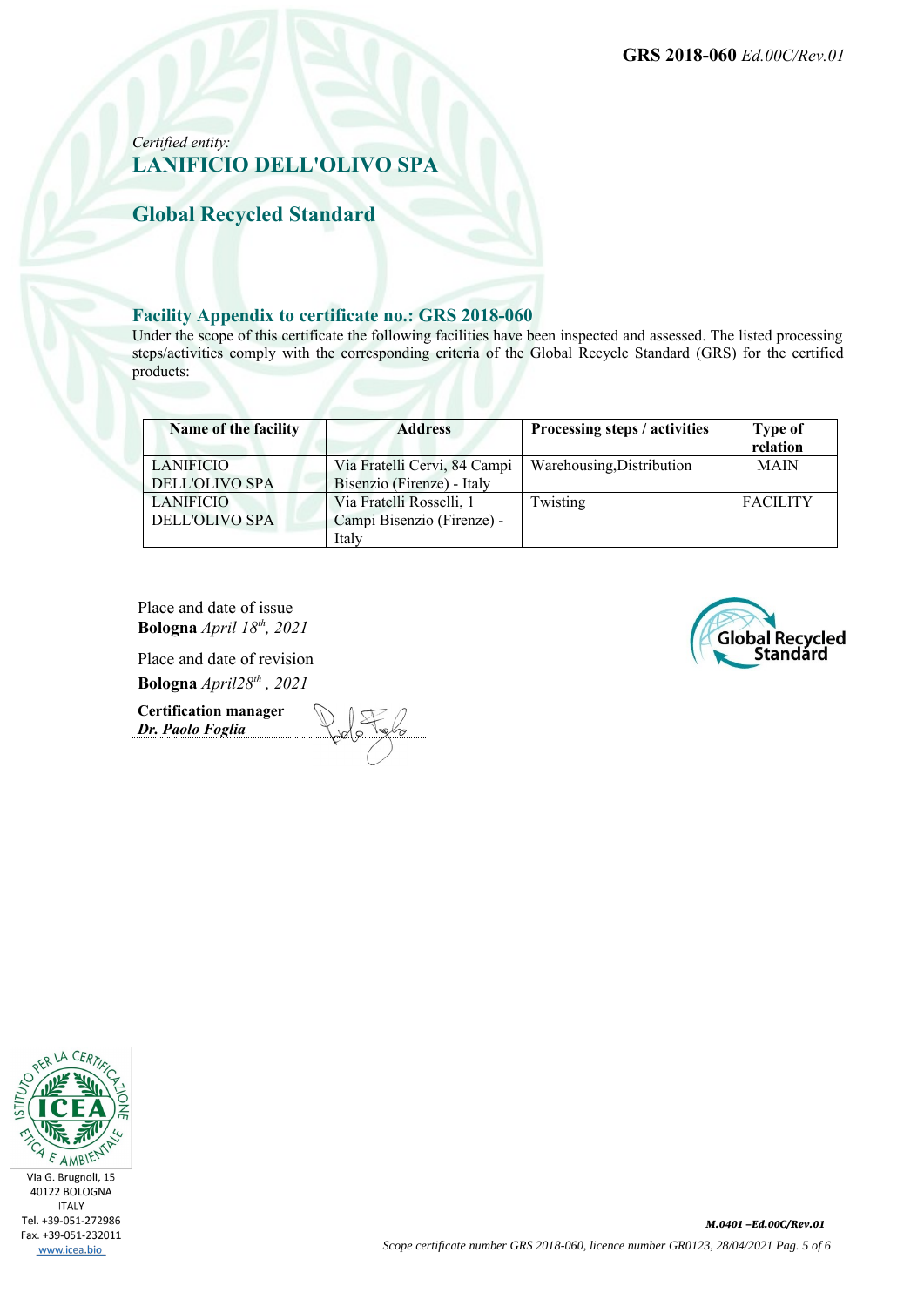*Certified entity:*
## LANIFICIO DELL'OLIVO SPA

## Global Recycled Standard

### Facility Appendix to certificate no.: GRS 2018-060

Under the scope of this certificate the following facilities have been inspected and assessed. The listed processing steps/activities comply with the corresponding criteria of the Global Recycle Standard (GRS) for the certified products:

| Name of the facility | Address | Processing steps / activities | Type of relation |
|---|---|---|---|
| LANIFICIO DELL'OLIVO SPA | Via Fratelli Cervi, 84 Campi Bisenzio (Firenze) - Italy | Warehousing,Distribution | MAIN |
| LANIFICIO DELL'OLIVO SPA | Via Fratelli Rosselli, 1 Campi Bisenzio (Firenze) - Italy | Twisting | FACILITY |

Place and date of issue
**Bologna** *April 18th, 2021*

Place and date of revision
**Bologna** *April28th , 2021*

**Certification manager**
***Dr. Paolo Foglia***

Via G. Brugnoli, 15
40122 BOLOGNA
ITALY
Tel. +39-051-272986
Fax. +39-051-232011
www.icea.bio

*M.0401 –Ed.00C/Rev.01*

*Scope certificate number GRS 2018-060, licence number GR0123, 28/04/2021*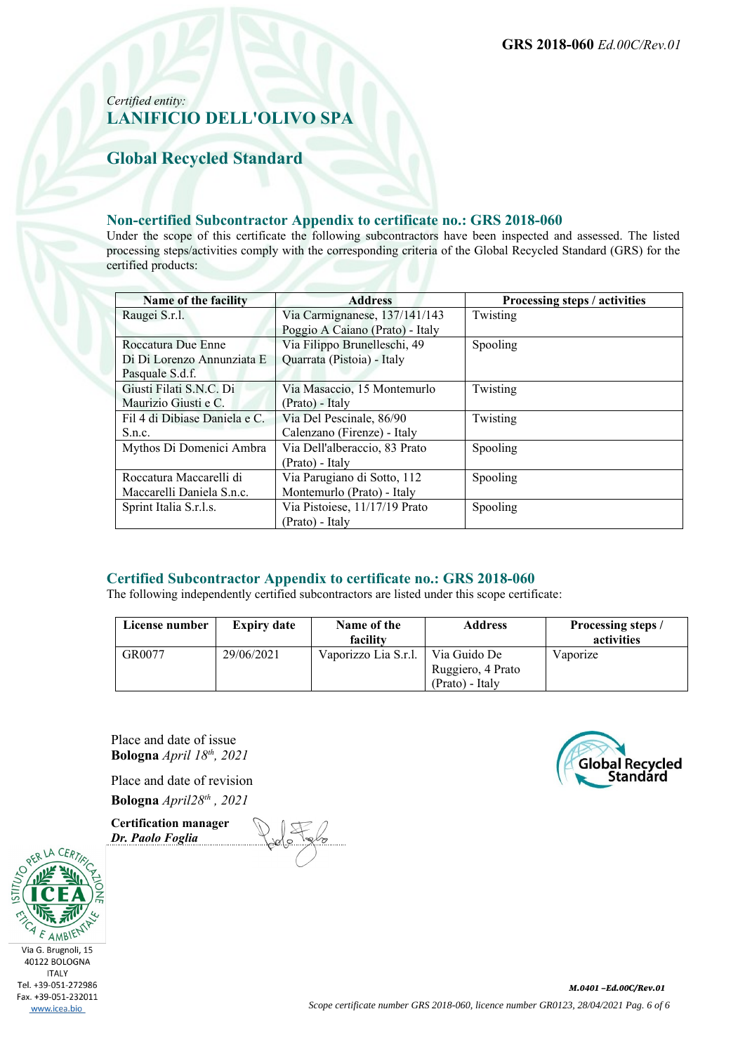GRS 2018-060 *Ed.00C/Rev.01*

*Certified entity:*

## LANIFICIO DELL'OLIVO SPA

## Global Recycled Standard

### Non-certified Subcontractor Appendix to certificate no.: GRS 2018-060

Under the scope of this certificate the following subcontractors have been inspected and assessed. The listed processing steps/activities comply with the corresponding criteria of the Global Recycled Standard (GRS) for the certified products:

| Name of the facility | Address | Processing steps / activities |
|---|---|---|
| Raugei S.r.l. | Via Carmignanese, 137/141/143 Poggio A Caiano (Prato) - Italy | Twisting |
| Roccatura Due Enne Di Di Lorenzo Annunziata E Pasquale S.d.f. | Via Filippo Brunelleschi, 49 Quarrata (Pistoia) - Italy | Spooling |
| Giusti Filati S.N.C. Di Maurizio Giusti e C. | Via Masaccio, 15 Montemurlo (Prato) - Italy | Twisting |
| Fil 4 di Dibiase Daniela e C. S.n.c. | Via Del Pescinale, 86/90 Calenzano (Firenze) - Italy | Twisting |
| Mythos Di Domenici Ambra | Via Dell'alberaccio, 83 Prato (Prato) - Italy | Spooling |
| Roccatura Maccarelli di Maccarelli Daniela S.n.c. | Via Parugiano di Sotto, 112 Montemurlo (Prato) - Italy | Spooling |
| Sprint Italia S.r.l.s. | Via Pistoiese, 11/17/19 Prato (Prato) - Italy | Spooling |

### Certified Subcontractor Appendix to certificate no.: GRS 2018-060

The following independently certified subcontractors are listed under this scope certificate:

| License number | Expiry date | Name of the facility | Address | Processing steps / activities |
|---|---|---|---|---|
| GR0077 | 29/06/2021 | Vaporizzo Lia S.r.l. | Via Guido De Ruggiero, 4 Prato (Prato) - Italy | Vaporize |

Place and date of issue
**Bologna** *April 18th, 2021*

Place and date of revision
**Bologna** *April28th , 2021*

**Certification manager**
***Dr. Paolo Foglia***

Global Recycled Standard

ISTITUTO PER LA CERTIFICAZIONE ETICA E AMBIENTALE
ICEA

Via G. Brugnoli, 15
40122 BOLOGNA
ITALY
Tel. +39-051-272986
Fax. +39-051-232011
www.icea.bio

*M.0401 –Ed.00C/Rev.01*

*Scope certificate number GRS 2018-060, licence number GR0123, 28/04/2021*